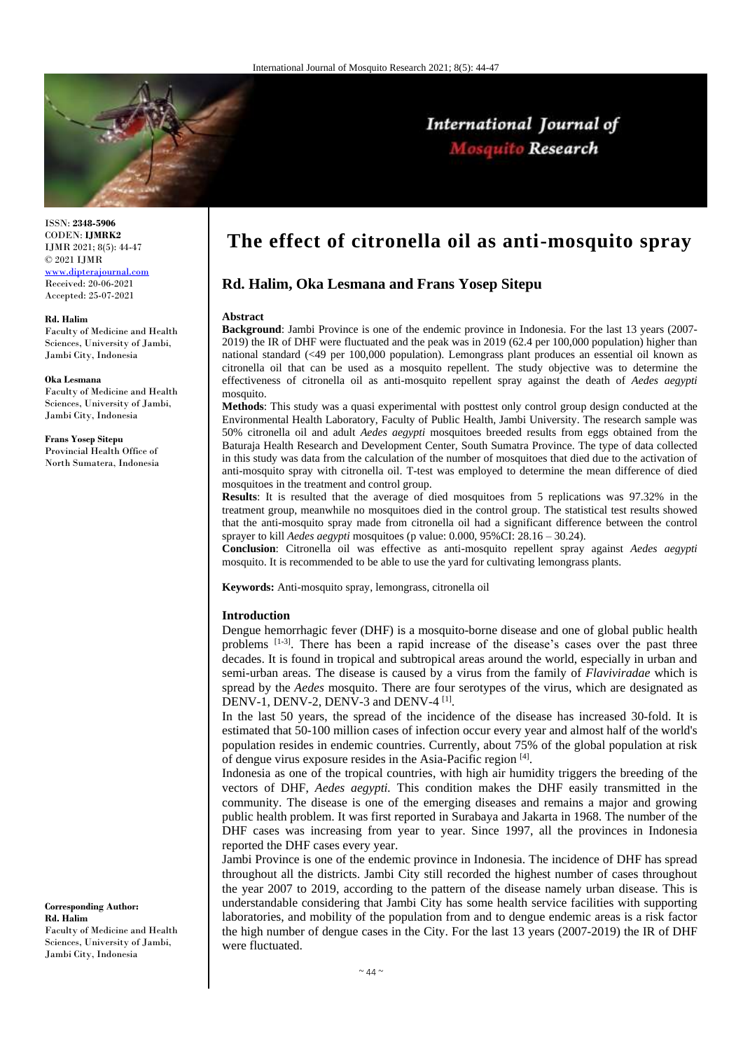ISSN: **2348-5906**
CODEN: **IJMRK2**
IJMR 2021; 8(5): 44-47
© 2021 IJMR
www.dipterajournal.com
Received: 20-06-2021
Accepted: 25-07-2021

**Rd. Halim**
Faculty of Medicine and Health Sciences, University of Jambi, Jambi City, Indonesia

**Oka Lesmana**
Faculty of Medicine and Health Sciences, University of Jambi, Jambi City, Indonesia

**Frans Yosep Sitepu**
Provincial Health Office of North Sumatera, Indonesia

**Corresponding Author:**
**Rd. Halim**
Faculty of Medicine and Health Sciences, University of Jambi, Jambi City, Indonesia

# The effect of citronella oil as anti-mosquito spray

## Rd. Halim, Oka Lesmana and Frans Yosep Sitepu

### Abstract

**Background**: Jambi Province is one of the endemic province in Indonesia. For the last 13 years (2007-2019) the IR of DHF were fluctuated and the peak was in 2019 (62.4 per 100,000 population) higher than national standard (<49 per 100,000 population). Lemongrass plant produces an essential oil known as citronella oil that can be used as a mosquito repellent. The study objective was to determine the effectiveness of citronella oil as anti-mosquito repellent spray against the death of *Aedes aegypti* mosquito.

**Methods**: This study was a quasi experimental with posttest only control group design conducted at the Environmental Health Laboratory, Faculty of Public Health, Jambi University. The research sample was 50% citronella oil and adult *Aedes aegypti* mosquitoes breeded results from eggs obtained from the Baturaja Health Research and Development Center, South Sumatra Province. The type of data collected in this study was data from the calculation of the number of mosquitoes that died due to the activation of anti-mosquito spray with citronella oil. T-test was employed to determine the mean difference of died mosquitoes in the treatment and control group.

**Results**: It is resulted that the average of died mosquitoes from 5 replications was 97.32% in the treatment group, meanwhile no mosquitoes died in the control group. The statistical test results showed that the anti-mosquito spray made from citronella oil had a significant difference between the control sprayer to kill *Aedes aegypti* mosquitoes (p value: 0.000, 95%CI: 28.16 – 30.24).

**Conclusion**: Citronella oil was effective as anti-mosquito repellent spray against *Aedes aegypti* mosquito. It is recommended to be able to use the yard for cultivating lemongrass plants.

**Keywords:** Anti-mosquito spray, lemongrass, citronella oil

### Introduction

Dengue hemorrhagic fever (DHF) is a mosquito-borne disease and one of global public health problems [1-3]. There has been a rapid increase of the disease's cases over the past three decades. It is found in tropical and subtropical areas around the world, especially in urban and semi-urban areas. The disease is caused by a virus from the family of *Flaviviradae* which is spread by the *Aedes* mosquito. There are four serotypes of the virus, which are designated as DENV-1, DENV-2, DENV-3 and DENV-4 [1].

In the last 50 years, the spread of the incidence of the disease has increased 30-fold. It is estimated that 50-100 million cases of infection occur every year and almost half of the world's population resides in endemic countries. Currently, about 75% of the global population at risk of dengue virus exposure resides in the Asia-Pacific region [4].

Indonesia as one of the tropical countries, with high air humidity triggers the breeding of the vectors of DHF, *Aedes aegypti*. This condition makes the DHF easily transmitted in the community. The disease is one of the emerging diseases and remains a major and growing public health problem. It was first reported in Surabaya and Jakarta in 1968. The number of the DHF cases was increasing from year to year. Since 1997, all the provinces in Indonesia reported the DHF cases every year.

Jambi Province is one of the endemic province in Indonesia. The incidence of DHF has spread throughout all the districts. Jambi City still recorded the highest number of cases throughout the year 2007 to 2019, according to the pattern of the disease namely urban disease. This is understandable considering that Jambi City has some health service facilities with supporting laboratories, and mobility of the population from and to dengue endemic areas is a risk factor the high number of dengue cases in the City. For the last 13 years (2007-2019) the IR of DHF were fluctuated.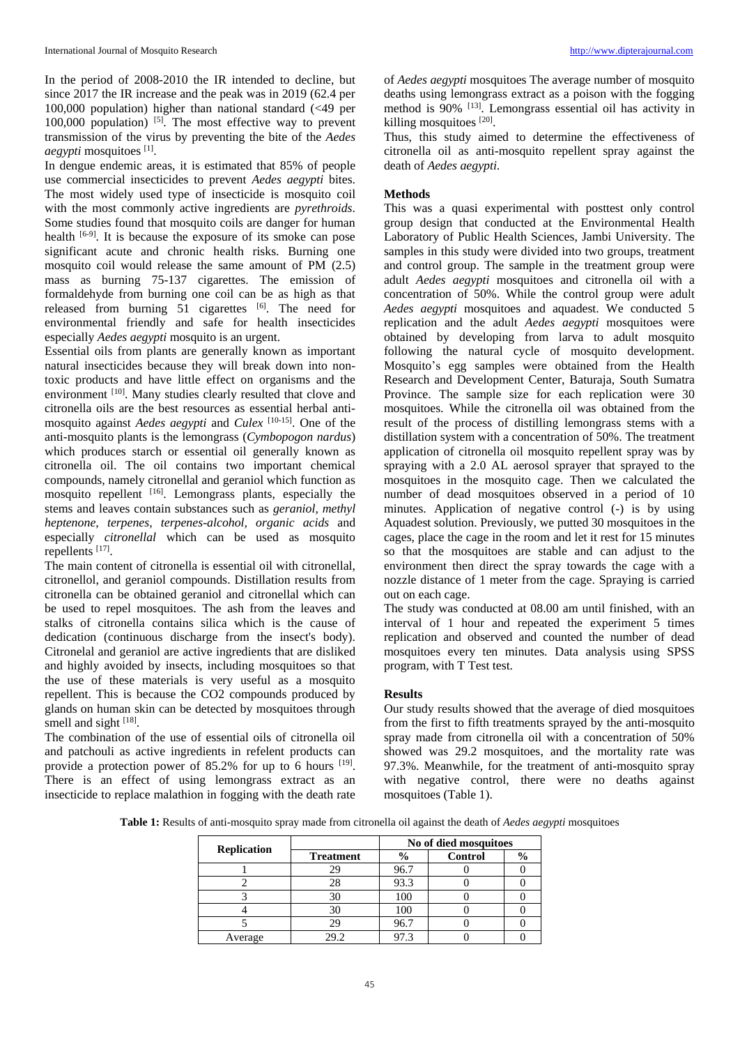In the period of 2008-2010 the IR intended to decline, but since 2017 the IR increase and the peak was in 2019 (62.4 per 100,000 population) higher than national standard (<49 per 100,000 population) [5]. The most effective way to prevent transmission of the virus by preventing the bite of the *Aedes aegypti* mosquitoes [1].

In dengue endemic areas, it is estimated that 85% of people use commercial insecticides to prevent *Aedes aegypti* bites. The most widely used type of insecticide is mosquito coil with the most commonly active ingredients are *pyrethroids*. Some studies found that mosquito coils are danger for human health [6-9]. It is because the exposure of its smoke can pose significant acute and chronic health risks. Burning one mosquito coil would release the same amount of PM (2.5) mass as burning 75-137 cigarettes. The emission of formaldehyde from burning one coil can be as high as that released from burning 51 cigarettes [6]. The need for environmental friendly and safe for health insecticides especially *Aedes aegypti* mosquito is an urgent.

Essential oils from plants are generally known as important natural insecticides because they will break down into non-toxic products and have little effect on organisms and the environment [10]. Many studies clearly resulted that clove and citronella oils are the best resources as essential herbal anti-mosquito against *Aedes aegypti* and *Culex* [10-15]. One of the anti-mosquito plants is the lemongrass (*Cymbopogon nardus*) which produces starch or essential oil generally known as citronella oil. The oil contains two important chemical compounds, namely citronellal and geraniol which function as mosquito repellent [16]. Lemongrass plants, especially the stems and leaves contain substances such as *geraniol, methyl heptenone, terpenes, terpenes-alcohol, organic acids* and especially *citronellal* which can be used as mosquito repellents [17].

The main content of citronella is essential oil with citronellal, citronellol, and geraniol compounds. Distillation results from citronella can be obtained geraniol and citronellal which can be used to repel mosquitoes. The ash from the leaves and stalks of citronella contains silica which is the cause of dedication (continuous discharge from the insect's body). Citronelal and geraniol are active ingredients that are disliked and highly avoided by insects, including mosquitoes so that the use of these materials is very useful as a mosquito repellent. This is because the CO2 compounds produced by glands on human skin can be detected by mosquitoes through smell and sight [18].

The combination of the use of essential oils of citronella oil and patchouli as active ingredients in refelent products can provide a protection power of 85.2% for up to 6 hours [19]. There is an effect of using lemongrass extract as an insecticide to replace malathion in fogging with the death rate of *Aedes aegypti* mosquitoes The average number of mosquito deaths using lemongrass extract as a poison with the fogging method is 90% [13]. Lemongrass essential oil has activity in killing mosquitoes [20].

Thus, this study aimed to determine the effectiveness of citronella oil as anti-mosquito repellent spray against the death of *Aedes aegypti*.

## Methods

This was a quasi experimental with posttest only control group design that conducted at the Environmental Health Laboratory of Public Health Sciences, Jambi University. The samples in this study were divided into two groups, treatment and control group. The sample in the treatment group were adult *Aedes aegypti* mosquitoes and citronella oil with a concentration of 50%. While the control group were adult *Aedes aegypti* mosquitoes and aquadest. We conducted 5 replication and the adult *Aedes aegypti* mosquitoes were obtained by developing from larva to adult mosquito following the natural cycle of mosquito development. Mosquito's egg samples were obtained from the Health Research and Development Center, Baturaja, South Sumatra Province. The sample size for each replication were 30 mosquitoes. While the citronella oil was obtained from the result of the process of distilling lemongrass stems with a distillation system with a concentration of 50%. The treatment application of citronella oil mosquito repellent spray was by spraying with a 2.0 AL aerosol sprayer that sprayed to the mosquitoes in the mosquito cage. Then we calculated the number of dead mosquitoes observed in a period of 10 minutes. Application of negative control (-) is by using Aquadest solution. Previously, we putted 30 mosquitoes in the cages, place the cage in the room and let it rest for 15 minutes so that the mosquitoes are stable and can adjust to the environment then direct the spray towards the cage with a nozzle distance of 1 meter from the cage. Spraying is carried out on each cage.

The study was conducted at 08.00 am until finished, with an interval of 1 hour and repeated the experiment 5 times replication and observed and counted the number of dead mosquitoes every ten minutes. Data analysis using SPSS program, with T Test test.

## Results

Our study results showed that the average of died mosquitoes from the first to fifth treatments sprayed by the anti-mosquito spray made from citronella oil with a concentration of 50% showed was 29.2 mosquitoes, and the mortality rate was 97.3%. Meanwhile, for the treatment of anti-mosquito spray with negative control, there were no deaths against mosquitoes (Table 1).

**Table 1:** Results of anti-mosquito spray made from citronella oil against the death of *Aedes aegypti* mosquitoes

| Replication | No of died mosquitoes | | | |
|---|---|---|---|---|
| | Treatment | % | Control | % |
| 1 | 29 | 96.7 | 0 | 0 |
| 2 | 28 | 93.3 | 0 | 0 |
| 3 | 30 | 100 | 0 | 0 |
| 4 | 30 | 100 | 0 | 0 |
| 5 | 29 | 96.7 | 0 | 0 |
| Average | 29.2 | 97.3 | 0 | 0 |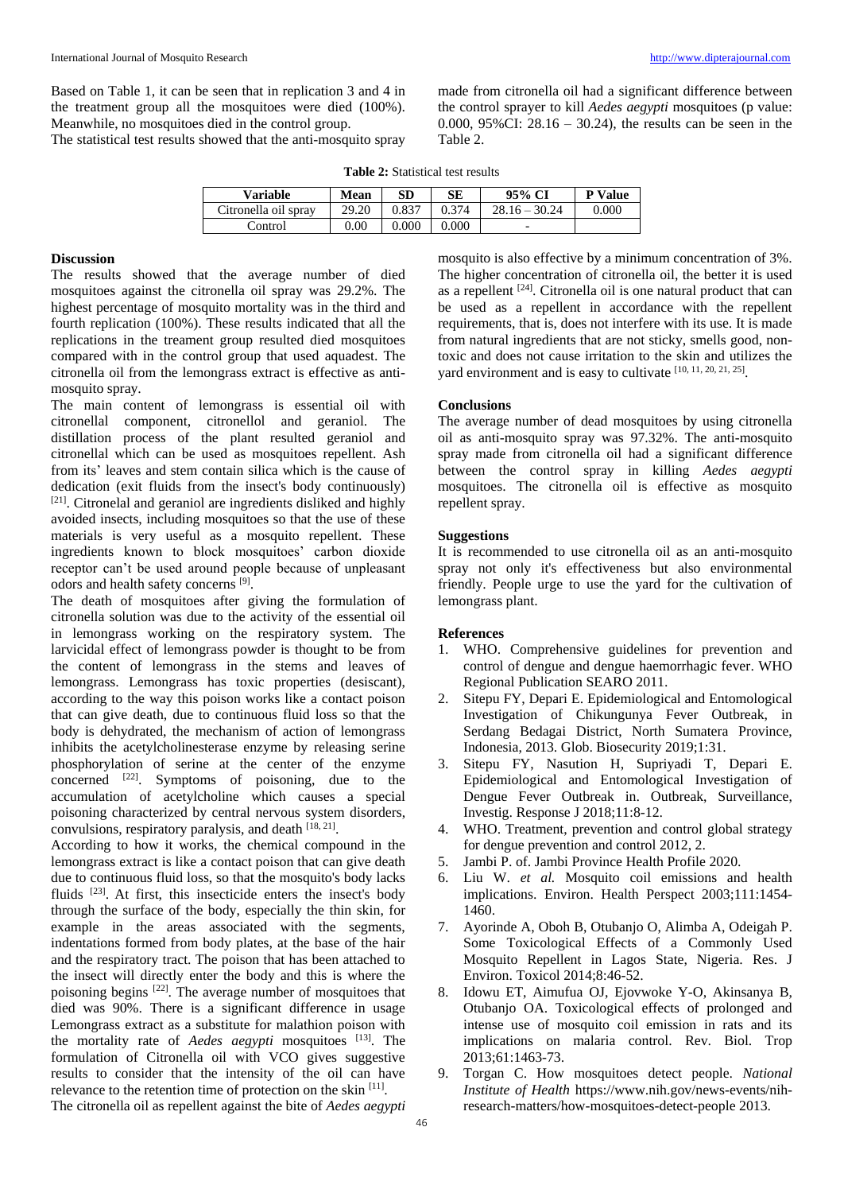Based on Table 1, it can be seen that in replication 3 and 4 in the treatment group all the mosquitoes were died (100%). Meanwhile, no mosquitoes died in the control group.

The statistical test results showed that the anti-mosquito spray made from citronella oil had a significant difference between the control sprayer to kill *Aedes aegypti* mosquitoes (p value: 0.000, 95%CI: 28.16 – 30.24), the results can be seen in the Table 2.

**Table 2:** Statistical test results

| Variable | Mean | SD | SE | 95% CI | P Value |
|---|---|---|---|---|---|
| Citronella oil spray | 29.20 | 0.837 | 0.374 | 28.16 – 30.24 | 0.000 |
| Control | 0.00 | 0.000 | 0.000 | - | |

## Discussion

The results showed that the average number of died mosquitoes against the citronella oil spray was 29.2%. The highest percentage of mosquito mortality was in the third and fourth replication (100%). These results indicated that all the replications in the treament group resulted died mosquitoes compared with in the control group that used aquadest. The citronella oil from the lemongrass extract is effective as anti-mosquito spray.

The main content of lemongrass is essential oil with citronellal component, citronellol and geraniol. The distillation process of the plant resulted geraniol and citronellal which can be used as mosquitoes repellent. Ash from its' leaves and stem contain silica which is the cause of dedication (exit fluids from the insect's body continuously) [21]. Citronelal and geraniol are ingredients disliked and highly avoided insects, including mosquitoes so that the use of these materials is very useful as a mosquito repellent. These ingredients known to block mosquitoes' carbon dioxide receptor can't be used around people because of unpleasant odors and health safety concerns [9].

The death of mosquitoes after giving the formulation of citronella solution was due to the activity of the essential oil in lemongrass working on the respiratory system. The larvicidal effect of lemongrass powder is thought to be from the content of lemongrass in the stems and leaves of lemongrass. Lemongrass has toxic properties (desiscant), according to the way this poison works like a contact poison that can give death, due to continuous fluid loss so that the body is dehydrated, the mechanism of action of lemongrass inhibits the acetylcholinesterase enzyme by releasing serine phosphorylation of serine at the center of the enzyme concerned [22]. Symptoms of poisoning, due to the accumulation of acetylcholine which causes a special poisoning characterized by central nervous system disorders, convulsions, respiratory paralysis, and death [18, 21].

According to how it works, the chemical compound in the lemongrass extract is like a contact poison that can give death due to continuous fluid loss, so that the mosquito's body lacks fluids [23]. At first, this insecticide enters the insect's body through the surface of the body, especially the thin skin, for example in the areas associated with the segments, indentations formed from body plates, at the base of the hair and the respiratory tract. The poison that has been attached to the insect will directly enter the body and this is where the poisoning begins [22]. The average number of mosquitoes that died was 90%. There is a significant difference in usage Lemongrass extract as a substitute for malathion poison with the mortality rate of *Aedes aegypti* mosquitoes [13]. The formulation of Citronella oil with VCO gives suggestive results to consider that the intensity of the oil can have relevance to the retention time of protection on the skin [11].

The citronella oil as repellent against the bite of *Aedes aegypti* mosquito is also effective by a minimum concentration of 3%. The higher concentration of citronella oil, the better it is used as a repellent [24]. Citronella oil is one natural product that can be used as a repellent in accordance with the repellent requirements, that is, does not interfere with its use. It is made from natural ingredients that are not sticky, smells good, non-toxic and does not cause irritation to the skin and utilizes the yard environment and is easy to cultivate [10, 11, 20, 21, 25].

## Conclusions

The average number of dead mosquitoes by using citronella oil as anti-mosquito spray was 97.32%. The anti-mosquito spray made from citronella oil had a significant difference between the control spray in killing *Aedes aegypti* mosquitoes. The citronella oil is effective as mosquito repellent spray.

## Suggestions

It is recommended to use citronella oil as an anti-mosquito spray not only it's effectiveness but also environmental friendly. People urge to use the yard for the cultivation of lemongrass plant.

## References

1. WHO. Comprehensive guidelines for prevention and control of dengue and dengue haemorrhagic fever. WHO Regional Publication SEARO 2011.
2. Sitepu FY, Depari E. Epidemiological and Entomological Investigation of Chikungunya Fever Outbreak, in Serdang Bedagai District, North Sumatera Province, Indonesia, 2013. Glob. Biosecurity 2019;1:31.
3. Sitepu FY, Nasution H, Supriyadi T, Depari E. Epidemiological and Entomological Investigation of Dengue Fever Outbreak in. Outbreak, Surveillance, Investig. Response J 2018;11:8-12.
4. WHO. Treatment, prevention and control global strategy for dengue prevention and control 2012, 2.
5. Jambi P. of. Jambi Province Health Profile 2020.
6. Liu W. *et al.* Mosquito coil emissions and health implications. Environ. Health Perspect 2003;111:1454-1460.
7. Ayorinde A, Oboh B, Otubanjo O, Alimba A, Odeigah P. Some Toxicological Effects of a Commonly Used Mosquito Repellent in Lagos State, Nigeria. Res. J Environ. Toxicol 2014;8:46-52.
8. Idowu ET, Aimufua OJ, Ejovwoke Y-O, Akinsanya B, Otubanjo OA. Toxicological effects of prolonged and intense use of mosquito coil emission in rats and its implications on malaria control. Rev. Biol. Trop 2013;61:1463-73.
9. Torgan C. How mosquitoes detect people. *National Institute of Health* https://www.nih.gov/news-events/nih-research-matters/how-mosquitoes-detect-people 2013.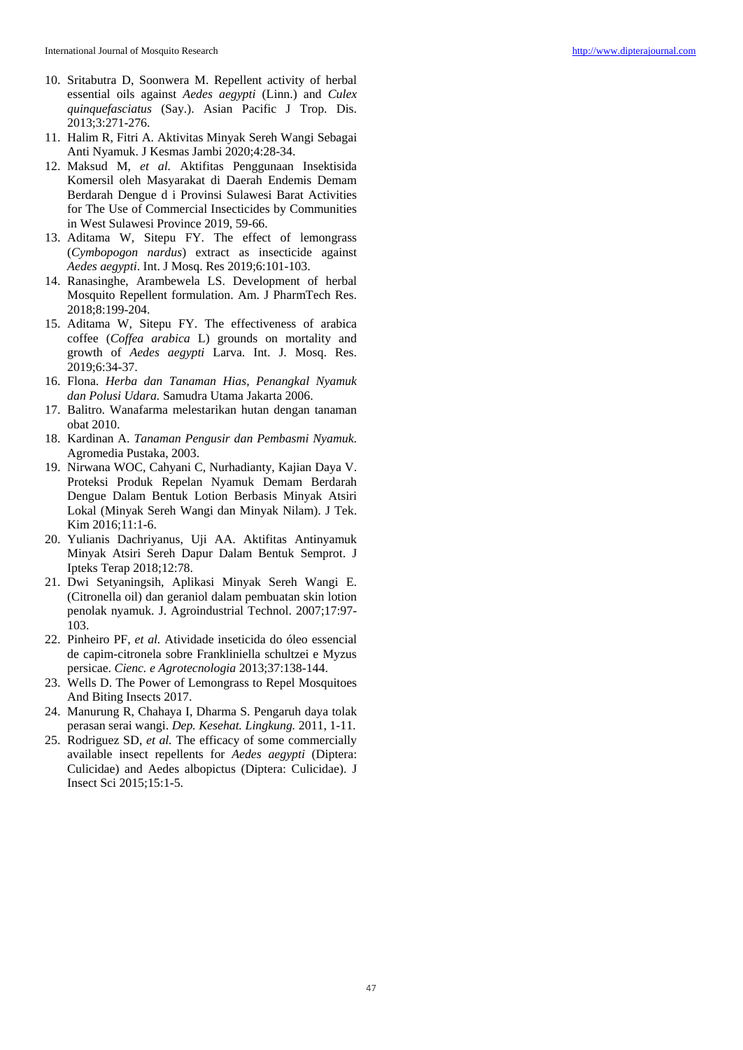10. Sritabutra D, Soonwera M. Repellent activity of herbal essential oils against *Aedes aegypti* (Linn.) and *Culex quinquefasciatus* (Say.). Asian Pacific J Trop. Dis. 2013;3:271-276.
11. Halim R, Fitri A. Aktivitas Minyak Sereh Wangi Sebagai Anti Nyamuk. J Kesmas Jambi 2020;4:28-34.
12. Maksud M, *et al.* Aktifitas Penggunaan Insektisida Komersil oleh Masyarakat di Daerah Endemis Demam Berdarah Dengue d i Provinsi Sulawesi Barat Activities for The Use of Commercial Insecticides by Communities in West Sulawesi Province 2019, 59-66.
13. Aditama W, Sitepu FY. The effect of lemongrass (*Cymbopogon nardus*) extract as insecticide against *Aedes aegypti*. Int. J Mosq. Res 2019;6:101-103.
14. Ranasinghe, Arambewela LS. Development of herbal Mosquito Repellent formulation. Am. J PharmTech Res. 2018;8:199-204.
15. Aditama W, Sitepu FY. The effectiveness of arabica coffee (*Coffea arabica* L) grounds on mortality and growth of *Aedes aegypti* Larva. Int. J. Mosq. Res. 2019;6:34-37.
16. Flona. *Herba dan Tanaman Hias, Penangkal Nyamuk dan Polusi Udara.* Samudra Utama Jakarta 2006.
17. Balitro. Wanafarma melestarikan hutan dengan tanaman obat 2010.
18. Kardinan A. *Tanaman Pengusir dan Pembasmi Nyamuk*. Agromedia Pustaka, 2003.
19. Nirwana WOC, Cahyani C, Nurhadianty, Kajian Daya V. Proteksi Produk Repelan Nyamuk Demam Berdarah Dengue Dalam Bentuk Lotion Berbasis Minyak Atsiri Lokal (Minyak Sereh Wangi dan Minyak Nilam). J Tek. Kim 2016;11:1-6.
20. Yulianis Dachriyanus, Uji AA. Aktifitas Antinyamuk Minyak Atsiri Sereh Dapur Dalam Bentuk Semprot. J Ipteks Terap 2018;12:78.
21. Dwi Setyaningsih, Aplikasi Minyak Sereh Wangi E. (Citronella oil) dan geraniol dalam pembuatan skin lotion penolak nyamuk. J. Agroindustrial Technol. 2007;17:97-103.
22. Pinheiro PF, *et al.* Atividade inseticida do óleo essencial de capim-citronela sobre Frankliniella schultzei e Myzus persicae. *Cienc. e Agrotecnologia* 2013;37:138-144.
23. Wells D. The Power of Lemongrass to Repel Mosquitoes And Biting Insects 2017.
24. Manurung R, Chahaya I, Dharma S. Pengaruh daya tolak perasan serai wangi. *Dep. Kesehat. Lingkung.* 2011, 1-11.
25. Rodriguez SD, *et al.* The efficacy of some commercially available insect repellents for *Aedes aegypti* (Diptera: Culicidae) and Aedes albopictus (Diptera: Culicidae). J Insect Sci 2015;15:1-5.